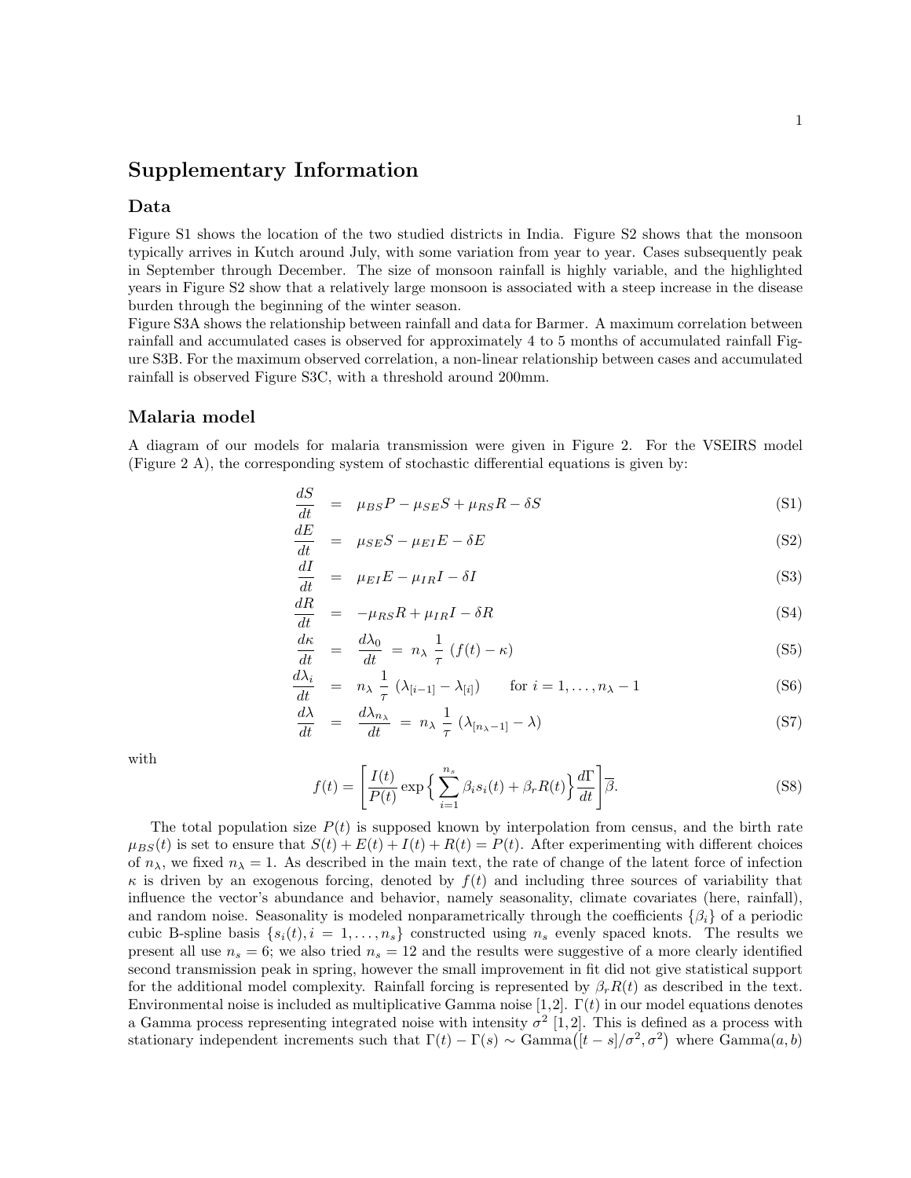# Supplementary Information

## Data

Figure S1 shows the location of the two studied districts in India. Figure S2 shows that the monsoon typically arrives in Kutch around July, with some variation from year to year. Cases subsequently peak in September through December. The size of monsoon rainfall is highly variable, and the highlighted years in Figure S2 show that a relatively large monsoon is associated with a steep increase in the disease burden through the beginning of the winter season.

Figure S3A shows the relationship between rainfall and data for Barmer. A maximum correlation between rainfall and accumulated cases is observed for approximately 4 to 5 months of accumulated rainfall Figure S3B. For the maximum observed correlation, a non-linear relationship between cases and accumulated rainfall is observed Figure S3C, with a threshold around 200mm.

## Malaria model

A diagram of our models for malaria transmission were given in Figure 2. For the VSEIRS model (Figure 2 A), the corresponding system of stochastic differential equations is given by:

$$\frac{dS}{dt} = \mu_{BS}P - \mu_{SE}S + \mu_{RS}R - \delta S \tag{S1}$$

$$\frac{dE}{dt} = \mu_{SE}S - \mu_{EI}E - \delta E \tag{S2}$$

$$\frac{dI}{dt} = \mu_{EI}E - \mu_{IR}I - \delta I \tag{S3}$$

$$\frac{dR}{dt} = -\mu_{RS}R + \mu_{IR}I - \delta R \tag{S4}$$

$$\frac{d\kappa}{dt} = \frac{d\lambda_0}{dt} = n_\lambda \, \frac{1}{\tau} \, (f(t) - \kappa) \tag{S5}$$

$$\frac{d\lambda_i}{dt} = n_\lambda \, \frac{1}{\tau} \, (\lambda_{[i-1]} - \lambda_{[i]}) \qquad \text{for } i = 1, \ldots, n_\lambda - 1 \tag{S6}$$

$$\frac{d\lambda}{dt} = \frac{d\lambda_{n_\lambda}}{dt} = n_\lambda \, \frac{1}{\tau} \, (\lambda_{[n_\lambda - 1]} - \lambda) \tag{S7}$$

with

$$f(t) = \left[ \frac{I(t)}{P(t)} \exp\Big\{ \sum_{i=1}^{n_s} \beta_i s_i(t) + \beta_r R(t) \Big\} \frac{d\Gamma}{dt} \right] \overline{\beta}. \tag{S8}$$

The total population size $P(t)$ is supposed known by interpolation from census, and the birth rate $\mu_{BS}(t)$ is set to ensure that $S(t) + E(t) + I(t) + R(t) = P(t)$. After experimenting with different choices of $n_\lambda$, we fixed $n_\lambda = 1$. As described in the main text, the rate of change of the latent force of infection $\kappa$ is driven by an exogenous forcing, denoted by $f(t)$ and including three sources of variability that influence the vector's abundance and behavior, namely seasonality, climate covariates (here, rainfall), and random noise. Seasonality is modeled nonparametrically through the coefficients $\{\beta_i\}$ of a periodic cubic B-spline basis $\{s_i(t), i = 1, \ldots, n_s\}$ constructed using $n_s$ evenly spaced knots. The results we present all use $n_s = 6$; we also tried $n_s = 12$ and the results were suggestive of a more clearly identified second transmission peak in spring, however the small improvement in fit did not give statistical support for the additional model complexity. Rainfall forcing is represented by $\beta_r R(t)$ as described in the text. Environmental noise is included as multiplicative Gamma noise [1,2]. $\Gamma(t)$ in our model equations denotes a Gamma process representing integrated noise with intensity $\sigma^2$ [1,2]. This is defined as a process with stationary independent increments such that $\Gamma(t) - \Gamma(s) \sim \text{Gamma}\big([t-s]/\sigma^2, \sigma^2\big)$ where $\text{Gamma}(a, b)$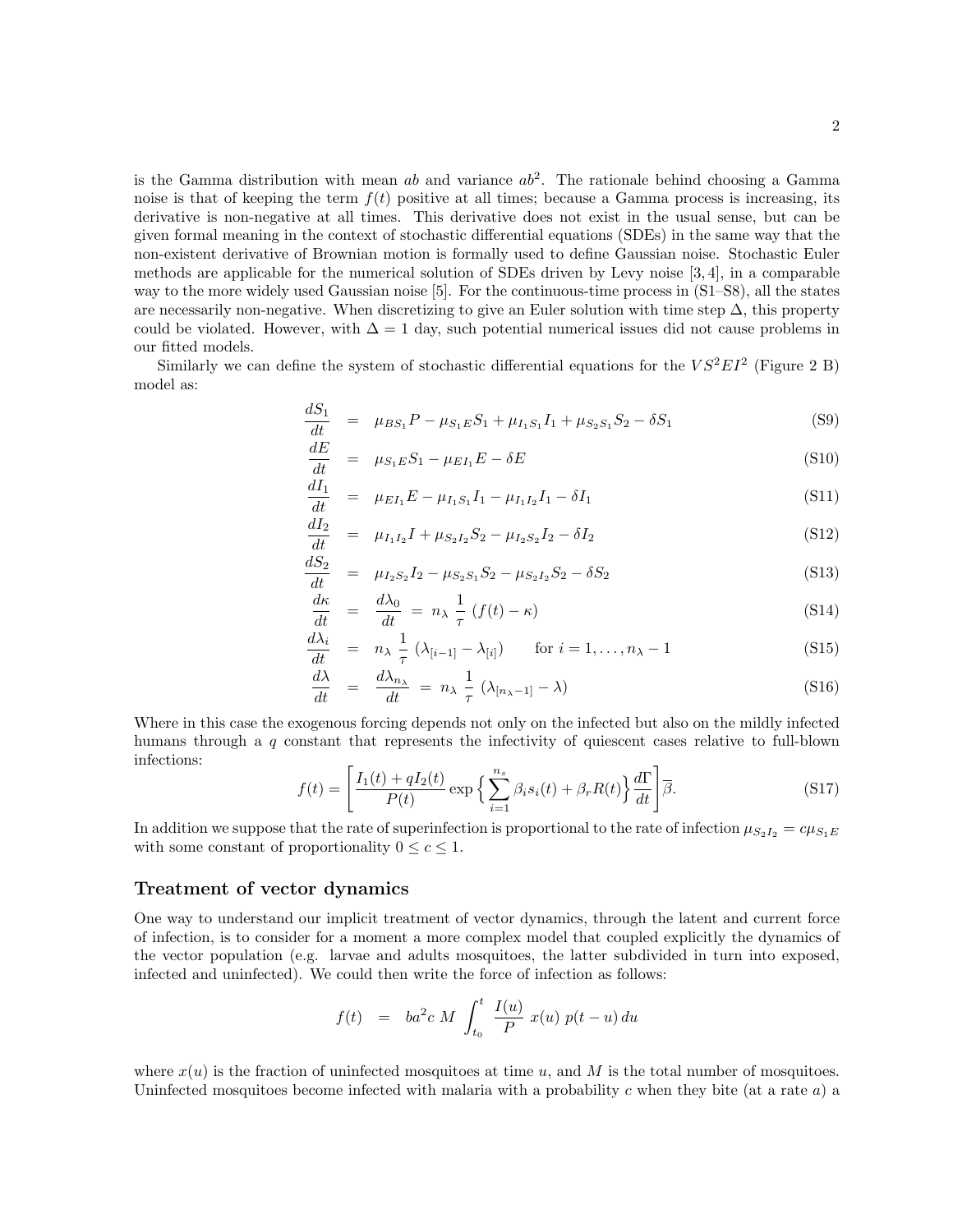is the Gamma distribution with mean $ab$ and variance $ab^2$. The rationale behind choosing a Gamma noise is that of keeping the term $f(t)$ positive at all times; because a Gamma process is increasing, its derivative is non-negative at all times. This derivative does not exist in the usual sense, but can be given formal meaning in the context of stochastic differential equations (SDEs) in the same way that the non-existent derivative of Brownian motion is formally used to define Gaussian noise. Stochastic Euler methods are applicable for the numerical solution of SDEs driven by Levy noise [3, 4], in a comparable way to the more widely used Gaussian noise [5]. For the continuous-time process in (S1–S8), all the states are necessarily non-negative. When discretizing to give an Euler solution with time step $\Delta$, this property could be violated. However, with $\Delta = 1$ day, such potential numerical issues did not cause problems in our fitted models.

Similarly we can define the system of stochastic differential equations for the $VS^2EI^2$ (Figure 2 B) model as:

$$\frac{dS_1}{dt} = \mu_{BS_1}P - \mu_{S_1E}S_1 + \mu_{I_1S_1}I_1 + \mu_{S_2S_1}S_2 - \delta S_1 \tag{S9}$$

$$\frac{dE}{dt} = \mu_{S_1E}S_1 - \mu_{EI_1}E - \delta E \tag{S10}$$

$$\frac{dI_1}{dt} = \mu_{EI_1}E - \mu_{I_1S_1}I_1 - \mu_{I_1I_2}I_1 - \delta I_1 \tag{S11}$$

$$\frac{dI_2}{dt} = \mu_{I_1I_2}I + \mu_{S_2I_2}S_2 - \mu_{I_2S_2}I_2 - \delta I_2 \tag{S12}$$

$$\frac{dS_2}{dt} = \mu_{I_2S_2}I_2 - \mu_{S_2S_1}S_2 - \mu_{S_2I_2}S_2 - \delta S_2 \tag{S13}$$

$$\frac{d\kappa}{dt} = \frac{d\lambda_0}{dt} = n_\lambda \, \frac{1}{\tau} \, (f(t) - \kappa) \tag{S14}$$

$$\frac{d\lambda_i}{dt} = n_\lambda \, \frac{1}{\tau} \, (\lambda_{[i-1]} - \lambda_{[i]}) \qquad \text{for } i = 1, \ldots, n_\lambda - 1 \tag{S15}$$

$$\frac{d\lambda}{dt} = \frac{d\lambda_{n_\lambda}}{dt} = n_\lambda \, \frac{1}{\tau} \, (\lambda_{[n_\lambda - 1]} - \lambda) \tag{S16}$$

Where in this case the exogenous forcing depends not only on the infected but also on the mildly infected humans through a $q$ constant that represents the infectivity of quiescent cases relative to full-blown infections:

$$f(t) = \left[ \frac{I_1(t) + qI_2(t)}{P(t)} \exp\Big\{ \sum_{i=1}^{n_s} \beta_i s_i(t) + \beta_r R(t) \Big\} \frac{d\Gamma}{dt} \right] \overline{\beta}. \tag{S17}$$

In addition we suppose that the rate of superinfection is proportional to the rate of infection $\mu_{S_2I_2} = c\mu_{S_1E}$ with some constant of proportionality $0 \leq c \leq 1$.

## Treatment of vector dynamics

One way to understand our implicit treatment of vector dynamics, through the latent and current force of infection, is to consider for a moment a more complex model that coupled explicitly the dynamics of the vector population (e.g. larvae and adults mosquitoes, the latter subdivided in turn into exposed, infected and uninfected). We could then write the force of infection as follows:

$$f(t) = ba^2c \; M \int_{t_0}^{t} \frac{I(u)}{P} \; x(u) \; p(t-u) \, du$$

where $x(u)$ is the fraction of uninfected mosquitoes at time $u$, and $M$ is the total number of mosquitoes. Uninfected mosquitoes become infected with malaria with a probability $c$ when they bite (at a rate $a$) a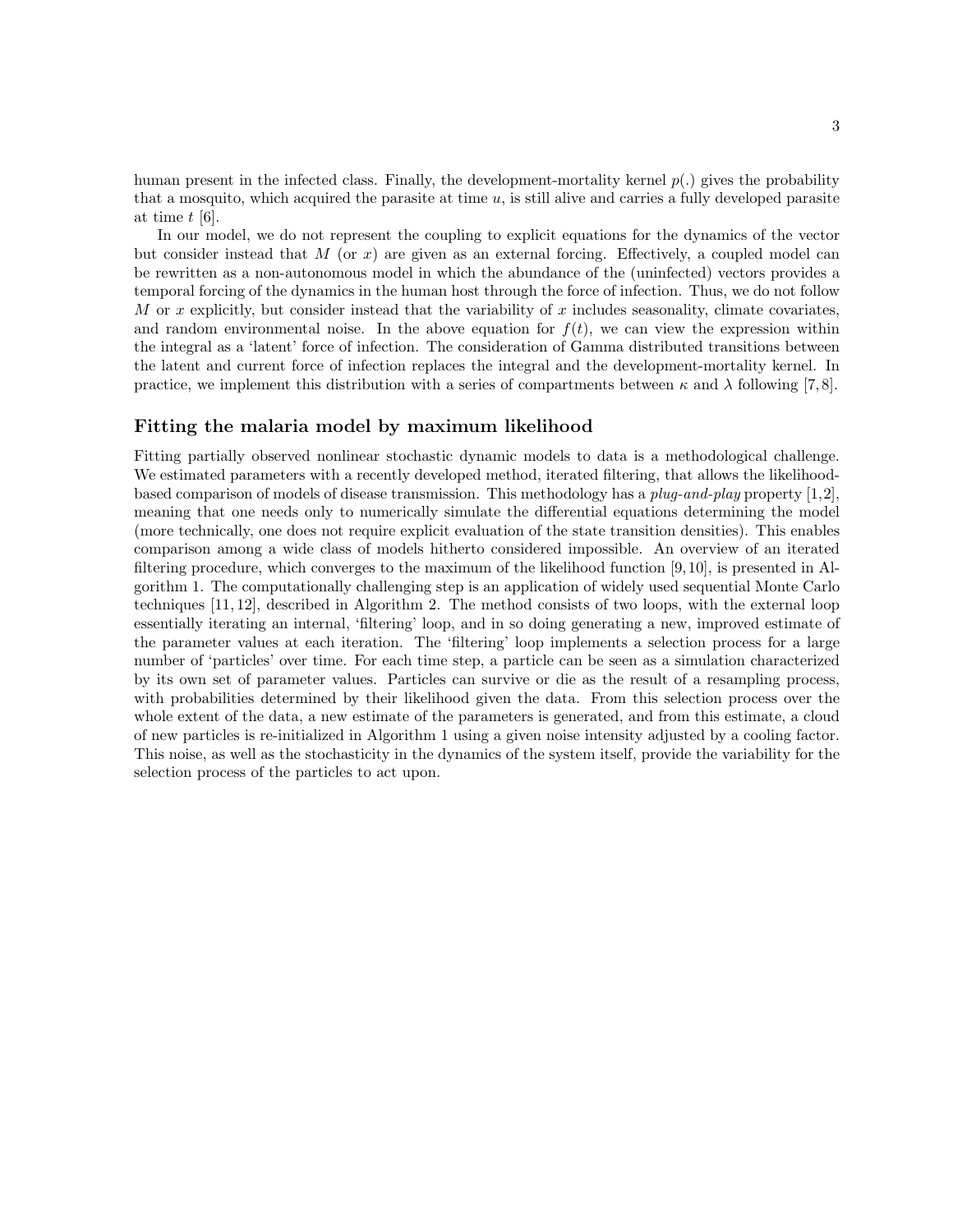human present in the infected class. Finally, the development-mortality kernel $p(.)$ gives the probability that a mosquito, which acquired the parasite at time $u$, is still alive and carries a fully developed parasite at time $t$ [6].

In our model, we do not represent the coupling to explicit equations for the dynamics of the vector but consider instead that $M$ (or $x$) are given as an external forcing. Effectively, a coupled model can be rewritten as a non-autonomous model in which the abundance of the (uninfected) vectors provides a temporal forcing of the dynamics in the human host through the force of infection. Thus, we do not follow $M$ or $x$ explicitly, but consider instead that the variability of $x$ includes seasonality, climate covariates, and random environmental noise. In the above equation for $f(t)$, we can view the expression within the integral as a 'latent' force of infection. The consideration of Gamma distributed transitions between the latent and current force of infection replaces the integral and the development-mortality kernel. In practice, we implement this distribution with a series of compartments between $\kappa$ and $\lambda$ following [7, 8].

## Fitting the malaria model by maximum likelihood

Fitting partially observed nonlinear stochastic dynamic models to data is a methodological challenge. We estimated parameters with a recently developed method, iterated filtering, that allows the likelihood-based comparison of models of disease transmission. This methodology has a *plug-and-play* property [1,2], meaning that one needs only to numerically simulate the differential equations determining the model (more technically, one does not require explicit evaluation of the state transition densities). This enables comparison among a wide class of models hitherto considered impossible. An overview of an iterated filtering procedure, which converges to the maximum of the likelihood function [9, 10], is presented in Algorithm 1. The computationally challenging step is an application of widely used sequential Monte Carlo techniques [11, 12], described in Algorithm 2. The method consists of two loops, with the external loop essentially iterating an internal, 'filtering' loop, and in so doing generating a new, improved estimate of the parameter values at each iteration. The 'filtering' loop implements a selection process for a large number of 'particles' over time. For each time step, a particle can be seen as a simulation characterized by its own set of parameter values. Particles can survive or die as the result of a resampling process, with probabilities determined by their likelihood given the data. From this selection process over the whole extent of the data, a new estimate of the parameters is generated, and from this estimate, a cloud of new particles is re-initialized in Algorithm 1 using a given noise intensity adjusted by a cooling factor. This noise, as well as the stochasticity in the dynamics of the system itself, provide the variability for the selection process of the particles to act upon.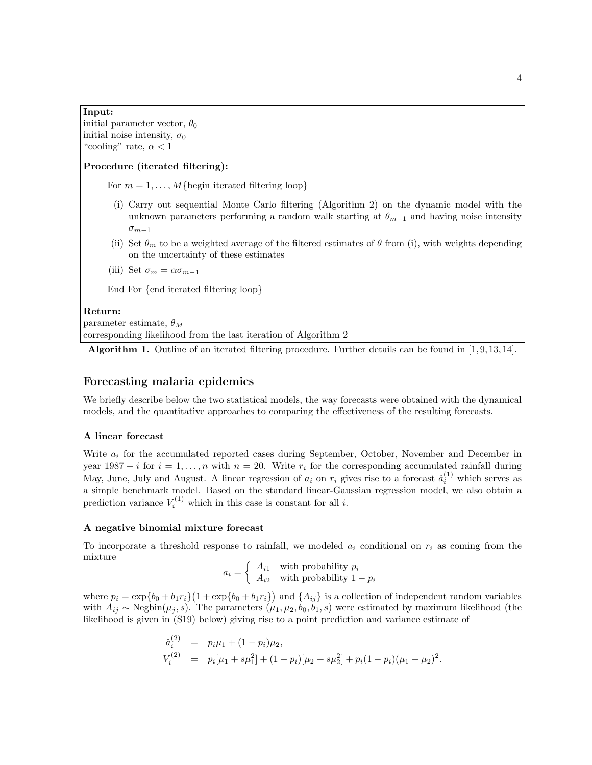**Input:**
initial parameter vector, $\theta_0$
initial noise intensity, $\sigma_0$
"cooling" rate, $\alpha < 1$

**Procedure (iterated filtering):**

For $m = 1, \ldots, M$ {begin iterated filtering loop}

(i) Carry out sequential Monte Carlo filtering (Algorithm 2) on the dynamic model with the unknown parameters performing a random walk starting at $\theta_{m-1}$ and having noise intensity $\sigma_{m-1}$

(ii) Set $\theta_m$ to be a weighted average of the filtered estimates of $\theta$ from (i), with weights depending on the uncertainty of these estimates

(iii) Set $\sigma_m = \alpha \sigma_{m-1}$

End For {end iterated filtering loop}

**Return:**
parameter estimate, $\theta_M$
corresponding likelihood from the last iteration of Algorithm 2

**Algorithm 1.** Outline of an iterated filtering procedure. Further details can be found in [1, 9, 13, 14].

## Forecasting malaria epidemics

We briefly describe below the two statistical models, the way forecasts were obtained with the dynamical models, and the quantitative approaches to comparing the effectiveness of the resulting forecasts.

### A linear forecast

Write $a_i$ for the accumulated reported cases during September, October, November and December in year $1987 + i$ for $i = 1, \ldots, n$ with $n = 20$. Write $r_i$ for the corresponding accumulated rainfall during May, June, July and August. A linear regression of $a_i$ on $r_i$ gives rise to a forecast $\hat{a}_i^{(1)}$ which serves as a simple benchmark model. Based on the standard linear-Gaussian regression model, we also obtain a prediction variance $V_i^{(1)}$ which in this case is constant for all $i$.

### A negative binomial mixture forecast

To incorporate a threshold response to rainfall, we modeled $a_i$ conditional on $r_i$ as coming from the mixture

$$a_i = \begin{cases} A_{i1} & \text{with probability } p_i \\ A_{i2} & \text{with probability } 1 - p_i \end{cases}$$

where $p_i = \exp\{b_0 + b_1 r_i\}\big(1 + \exp\{b_0 + b_1 r_i\}\big)$ and $\{A_{ij}\}$ is a collection of independent random variables with $A_{ij} \sim \text{Negbin}(\mu_j, s)$. The parameters $(\mu_1, \mu_2, b_0, b_1, s)$ were estimated by maximum likelihood (the likelihood is given in (S19) below) giving rise to a point prediction and variance estimate of

$$\begin{aligned} \hat{a}_i^{(2)} &= p_i \mu_1 + (1 - p_i)\mu_2, \\ V_i^{(2)} &= p_i[\mu_1 + s\mu_1^2] + (1 - p_i)[\mu_2 + s\mu_2^2] + p_i(1 - p_i)(\mu_1 - \mu_2)^2. \end{aligned}$$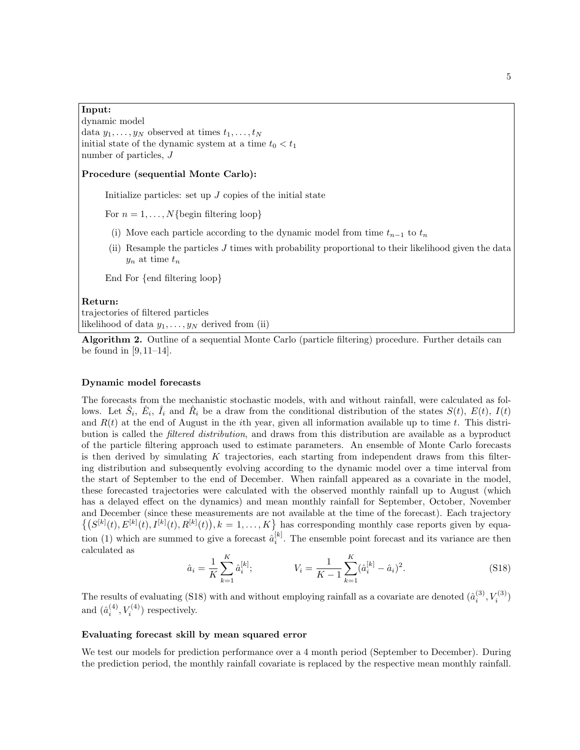**Input:**
dynamic model
data $y_1, \ldots, y_N$ observed at times $t_1, \ldots, t_N$
initial state of the dynamic system at a time $t_0 < t_1$
number of particles, $J$

**Procedure (sequential Monte Carlo):**

Initialize particles: set up $J$ copies of the initial state

For $n = 1, \ldots, N$ {begin filtering loop}

(i) Move each particle according to the dynamic model from time $t_{n-1}$ to $t_n$

(ii) Resample the particles $J$ times with probability proportional to their likelihood given the data $y_n$ at time $t_n$

End For {end filtering loop}

**Return:**
trajectories of filtered particles
likelihood of data $y_1, \ldots, y_N$ derived from (ii)

**Algorithm 2.** Outline of a sequential Monte Carlo (particle filtering) procedure. Further details can be found in [9, 11–14].

### Dynamic model forecasts

The forecasts from the mechanistic stochastic models, with and without rainfall, were calculated as follows. Let $\hat{S}_i$, $\hat{E}_i$, $\hat{I}_i$ and $\hat{R}_i$ be a draw from the conditional distribution of the states $S(t)$, $E(t)$, $I(t)$ and $R(t)$ at the end of August in the $i$th year, given all information available up to time $t$. This distribution is called the *filtered distribution*, and draws from this distribution are available as a byproduct of the particle filtering approach used to estimate parameters. An ensemble of Monte Carlo forecasts is then derived by simulating $K$ trajectories, each starting from independent draws from this filtering distribution and subsequently evolving according to the dynamic model over a time interval from the start of September to the end of December. When rainfall appeared as a covariate in the model, these forecasted trajectories were calculated with the observed monthly rainfall up to August (which has a delayed effect on the dynamics) and mean monthly rainfall for September, October, November and December (since these measurements are not available at the time of the forecast). Each trajectory $\{(S^{[k]}(t), E^{[k]}(t), I^{[k]}(t), R^{[k]}(t)), k = 1, \ldots, K\}$ has corresponding monthly case reports given by equation (1) which are summed to give a forecast $\hat{a}_i^{[k]}$. The ensemble point forecast and its variance are then calculated as

$$\hat{a}_i = \frac{1}{K}\sum_{k=1}^{K} \hat{a}_i^{[k]}; \qquad V_i = \frac{1}{K-1}\sum_{k=1}^{K} (\hat{a}_i^{[k]} - \hat{a}_i)^2. \tag{S18}$$

The results of evaluating (S18) with and without employing rainfall as a covariate are denoted $(\hat{a}_i^{(3)}, V_i^{(3)})$ and $(\hat{a}_i^{(4)}, V_i^{(4)})$ respectively.

### Evaluating forecast skill by mean squared error

We test our models for prediction performance over a 4 month period (September to December). During the prediction period, the monthly rainfall covariate is replaced by the respective mean monthly rainfall.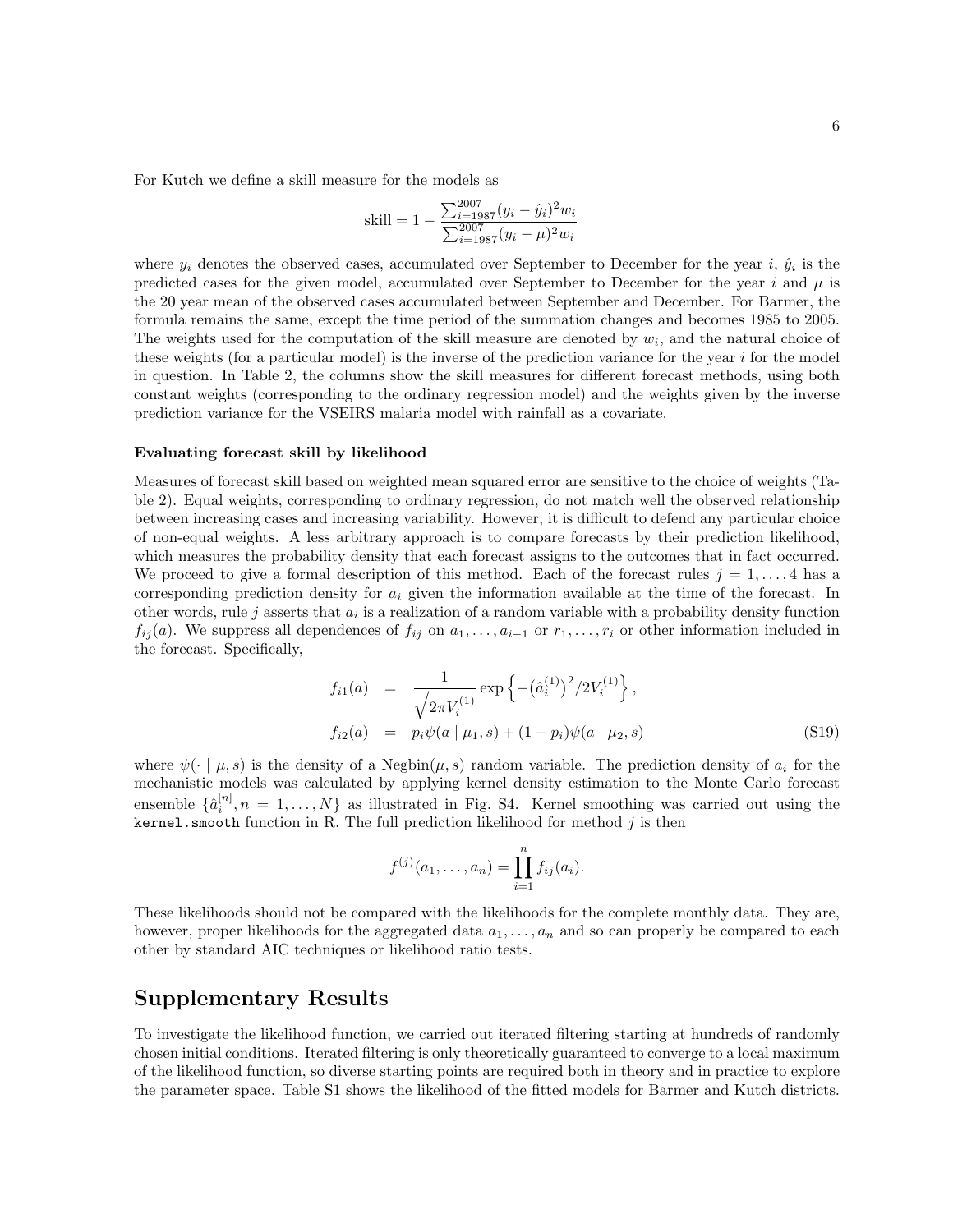For Kutch we define a skill measure for the models as

$$\text{skill} = 1 - \frac{\sum_{i=1987}^{2007}(y_i - \hat{y}_i)^2 w_i}{\sum_{i=1987}^{2007}(y_i - \mu)^2 w_i}$$

where $y_i$ denotes the observed cases, accumulated over September to December for the year $i$, $\hat{y}_i$ is the predicted cases for the given model, accumulated over September to December for the year $i$ and $\mu$ is the 20 year mean of the observed cases accumulated between September and December. For Barmer, the formula remains the same, except the time period of the summation changes and becomes 1985 to 2005. The weights used for the computation of the skill measure are denoted by $w_i$, and the natural choice of these weights (for a particular model) is the inverse of the prediction variance for the year $i$ for the model in question. In Table 2, the columns show the skill measures for different forecast methods, using both constant weights (corresponding to the ordinary regression model) and the weights given by the inverse prediction variance for the VSEIRS malaria model with rainfall as a covariate.

**Evaluating forecast skill by likelihood**

Measures of forecast skill based on weighted mean squared error are sensitive to the choice of weights (Table 2). Equal weights, corresponding to ordinary regression, do not match well the observed relationship between increasing cases and increasing variability. However, it is difficult to defend any particular choice of non-equal weights. A less arbitrary approach is to compare forecasts by their prediction likelihood, which measures the probability density that each forecast assigns to the outcomes that in fact occurred. We proceed to give a formal description of this method. Each of the forecast rules $j = 1, \ldots, 4$ has a corresponding prediction density for $a_i$ given the information available at the time of the forecast. In other words, rule $j$ asserts that $a_i$ is a realization of a random variable with a probability density function $f_{ij}(a)$. We suppress all dependences of $f_{ij}$ on $a_1, \ldots, a_{i-1}$ or $r_1, \ldots, r_i$ or other information included in the forecast. Specifically,

$$\begin{aligned} f_{i1}(a) &= \frac{1}{\sqrt{2\pi V_i^{(1)}}} \exp\left\{-\left(\hat{a}_i^{(1)}\right)^2 / 2V_i^{(1)}\right\}, \\ f_{i2}(a) &= p_i \psi(a \mid \mu_1, s) + (1 - p_i)\psi(a \mid \mu_2, s) \end{aligned} \tag{S19}$$

where $\psi(\cdot \mid \mu, s)$ is the density of a Negbin$(\mu, s)$ random variable. The prediction density of $a_i$ for the mechanistic models was calculated by applying kernel density estimation to the Monte Carlo forecast ensemble $\{\hat{a}_i^{[n]}, n = 1, \ldots, N\}$ as illustrated in Fig. S4. Kernel smoothing was carried out using the `kernel.smooth` function in R. The full prediction likelihood for method $j$ is then

$$f^{(j)}(a_1, \ldots, a_n) = \prod_{i=1}^{n} f_{ij}(a_i).$$

These likelihoods should not be compared with the likelihoods for the complete monthly data. They are, however, proper likelihoods for the aggregated data $a_1, \ldots, a_n$ and so can properly be compared to each other by standard AIC techniques or likelihood ratio tests.

# Supplementary Results

To investigate the likelihood function, we carried out iterated filtering starting at hundreds of randomly chosen initial conditions. Iterated filtering is only theoretically guaranteed to converge to a local maximum of the likelihood function, so diverse starting points are required both in theory and in practice to explore the parameter space. Table S1 shows the likelihood of the fitted models for Barmer and Kutch districts.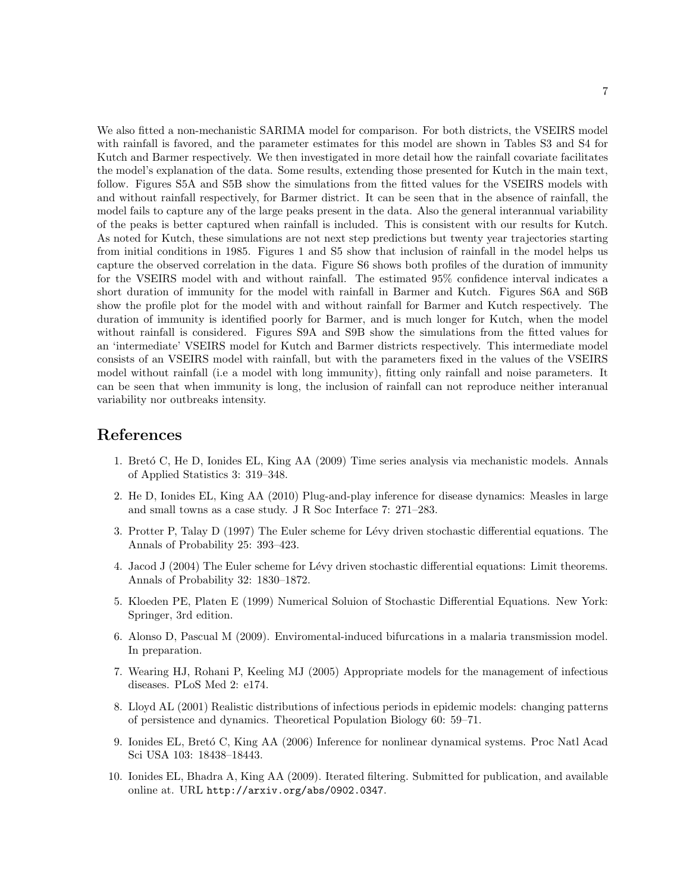We also fitted a non-mechanistic SARIMA model for comparison. For both districts, the VSEIRS model with rainfall is favored, and the parameter estimates for this model are shown in Tables S3 and S4 for Kutch and Barmer respectively. We then investigated in more detail how the rainfall covariate facilitates the model's explanation of the data. Some results, extending those presented for Kutch in the main text, follow. Figures S5A and S5B show the simulations from the fitted values for the VSEIRS models with and without rainfall respectively, for Barmer district. It can be seen that in the absence of rainfall, the model fails to capture any of the large peaks present in the data. Also the general interannual variability of the peaks is better captured when rainfall is included. This is consistent with our results for Kutch. As noted for Kutch, these simulations are not next step predictions but twenty year trajectories starting from initial conditions in 1985. Figures 1 and S5 show that inclusion of rainfall in the model helps us capture the observed correlation in the data. Figure S6 shows both profiles of the duration of immunity for the VSEIRS model with and without rainfall. The estimated 95% confidence interval indicates a short duration of immunity for the model with rainfall in Barmer and Kutch. Figures S6A and S6B show the profile plot for the model with and without rainfall for Barmer and Kutch respectively. The duration of immunity is identified poorly for Barmer, and is much longer for Kutch, when the model without rainfall is considered. Figures S9A and S9B show the simulations from the fitted values for an 'intermediate' VSEIRS model for Kutch and Barmer districts respectively. This intermediate model consists of an VSEIRS model with rainfall, but with the parameters fixed in the values of the VSEIRS model without rainfall (i.e a model with long immunity), fitting only rainfall and noise parameters. It can be seen that when immunity is long, the inclusion of rainfall can not reproduce neither interanual variability nor outbreaks intensity.

# References

1. Bretó C, He D, Ionides EL, King AA (2009) Time series analysis via mechanistic models. Annals of Applied Statistics 3: 319–348.
2. He D, Ionides EL, King AA (2010) Plug-and-play inference for disease dynamics: Measles in large and small towns as a case study. J R Soc Interface 7: 271–283.
3. Protter P, Talay D (1997) The Euler scheme for Lévy driven stochastic differential equations. The Annals of Probability 25: 393–423.
4. Jacod J (2004) The Euler scheme for Lévy driven stochastic differential equations: Limit theorems. Annals of Probability 32: 1830–1872.
5. Kloeden PE, Platen E (1999) Numerical Soluion of Stochastic Differential Equations. New York: Springer, 3rd edition.
6. Alonso D, Pascual M (2009). Enviromental-induced bifurcations in a malaria transmission model. In preparation.
7. Wearing HJ, Rohani P, Keeling MJ (2005) Appropriate models for the management of infectious diseases. PLoS Med 2: e174.
8. Lloyd AL (2001) Realistic distributions of infectious periods in epidemic models: changing patterns of persistence and dynamics. Theoretical Population Biology 60: 59–71.
9. Ionides EL, Bretó C, King AA (2006) Inference for nonlinear dynamical systems. Proc Natl Acad Sci USA 103: 18438–18443.
10. Ionides EL, Bhadra A, King AA (2009). Iterated filtering. Submitted for publication, and available online at. URL http://arxiv.org/abs/0902.0347.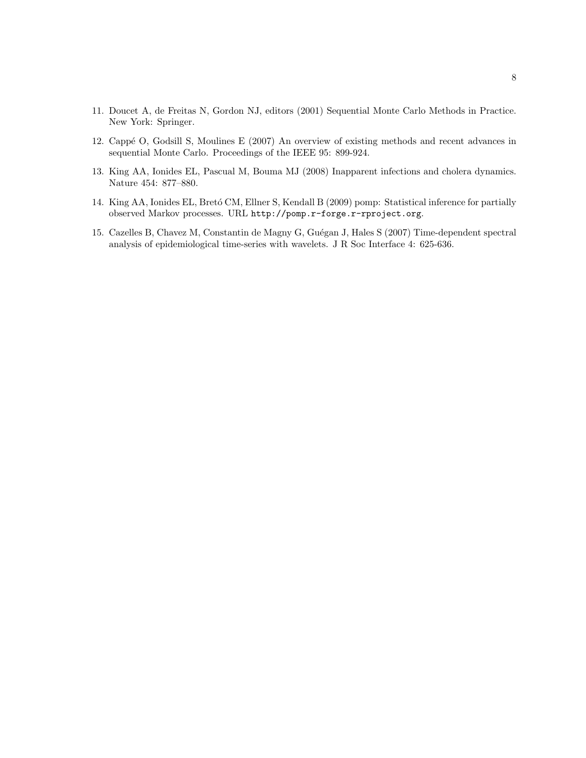11. Doucet A, de Freitas N, Gordon NJ, editors (2001) Sequential Monte Carlo Methods in Practice. New York: Springer.

12. Cappé O, Godsill S, Moulines E (2007) An overview of existing methods and recent advances in sequential Monte Carlo. Proceedings of the IEEE 95: 899-924.

13. King AA, Ionides EL, Pascual M, Bouma MJ (2008) Inapparent infections and cholera dynamics. Nature 454: 877–880.

14. King AA, Ionides EL, Bretó CM, Ellner S, Kendall B (2009) pomp: Statistical inference for partially observed Markov processes. URL `http://pomp.r-forge.r-rproject.org`.

15. Cazelles B, Chavez M, Constantin de Magny G, Guégan J, Hales S (2007) Time-dependent spectral analysis of epidemiological time-series with wavelets. J R Soc Interface 4: 625-636.